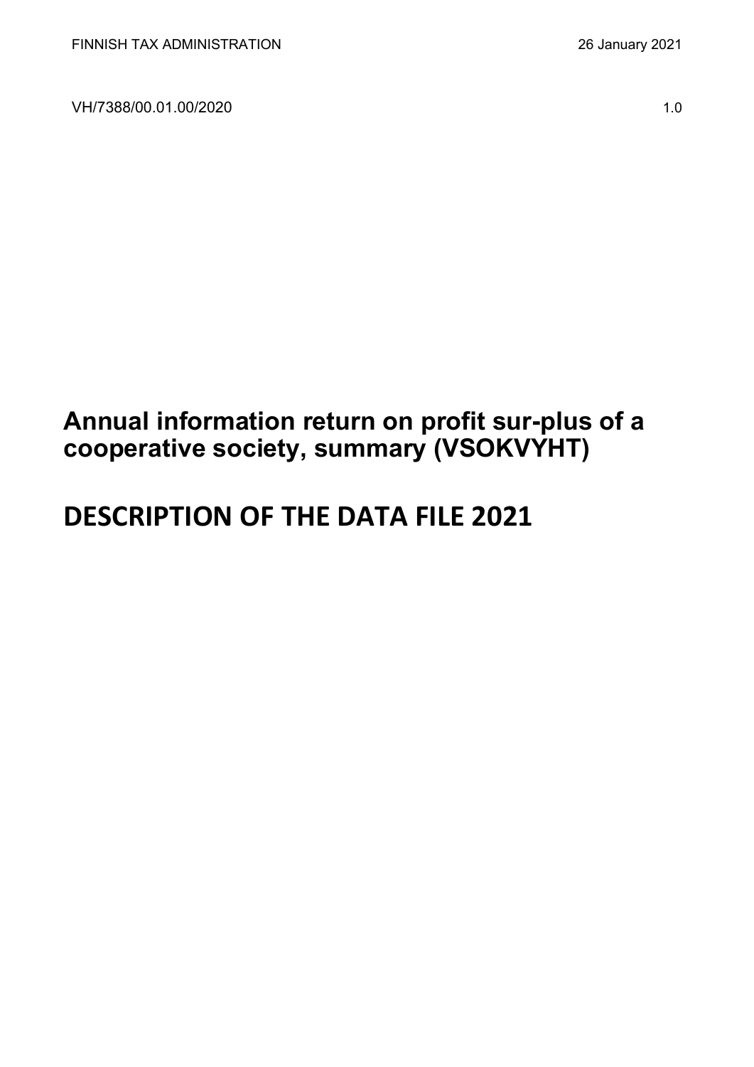FINNISH TAX ADMINISTRATION 26 January 2021

VH/7388/00.01.00/2020 1.0

# Annual information return on profit sur-plus of a cooperative society, summary (VSOKVYHT)

# DESCRIPTION OF THE DATA FILE 2021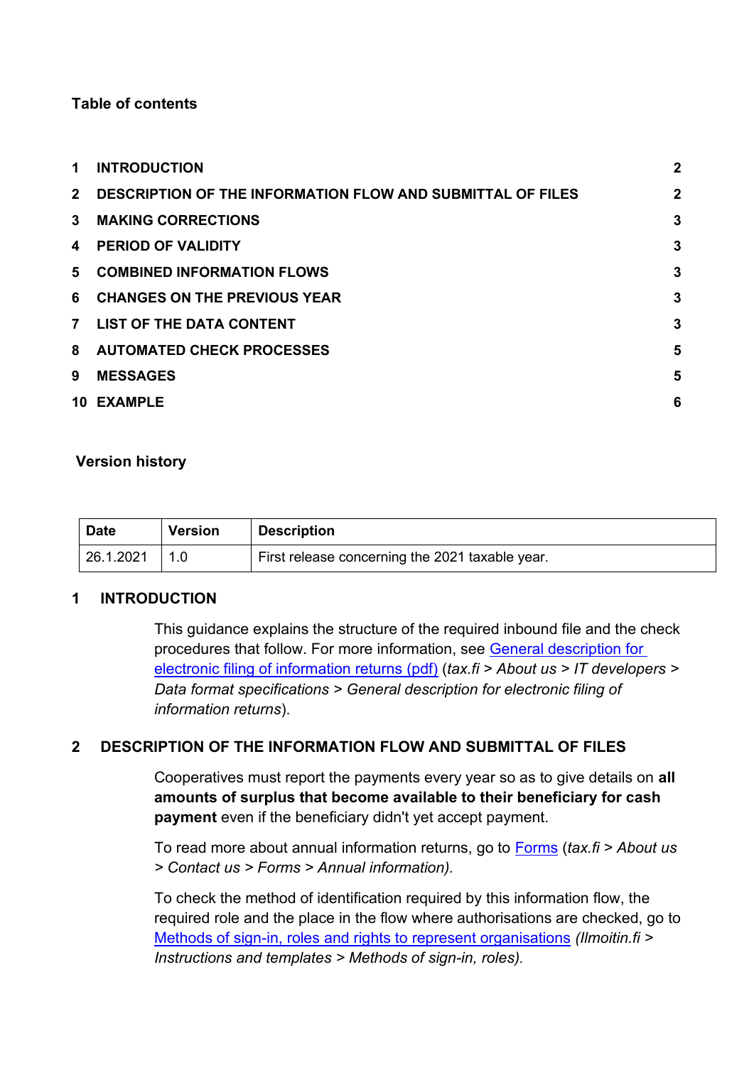**Table of contents**

| | | |
|---|---|---|
| 1 | INTRODUCTION | 2 |
| 2 | DESCRIPTION OF THE INFORMATION FLOW AND SUBMITTAL OF FILES | 2 |
| 3 | MAKING CORRECTIONS | 3 |
| 4 | PERIOD OF VALIDITY | 3 |
| 5 | COMBINED INFORMATION FLOWS | 3 |
| 6 | CHANGES ON THE PREVIOUS YEAR | 3 |
| 7 | LIST OF THE DATA CONTENT | 3 |
| 8 | AUTOMATED CHECK PROCESSES | 5 |
| 9 | MESSAGES | 5 |
| 10 | EXAMPLE | 6 |

**Version history**

| Date | Version | Description |
|---|---|---|
| 26.1.2021 | 1.0 | First release concerning the 2021 taxable year. |

## 1 INTRODUCTION

This guidance explains the structure of the required inbound file and the check procedures that follow. For more information, see General description for electronic filing of information returns (pdf) (*tax.fi > About us > IT developers > Data format specifications > General description for electronic filing of information returns*).

## 2 DESCRIPTION OF THE INFORMATION FLOW AND SUBMITTAL OF FILES

Cooperatives must report the payments every year so as to give details on **all amounts of surplus that become available to their beneficiary for cash payment** even if the beneficiary didn't yet accept payment.

To read more about annual information returns, go to Forms (*tax.fi > About us > Contact us > Forms > Annual information).*

To check the method of identification required by this information flow, the required role and the place in the flow where authorisations are checked, go to Methods of sign-in, roles and rights to represent organisations *(Ilmoitin.fi > Instructions and templates > Methods of sign-in, roles).*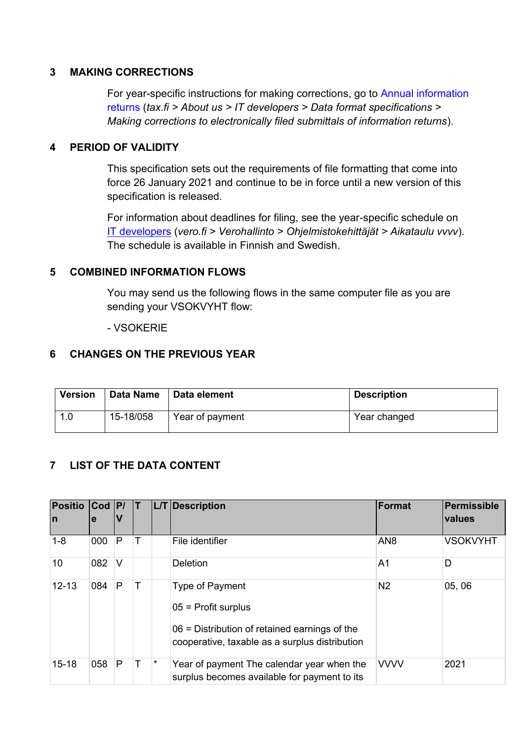## 3 MAKING CORRECTIONS

For year-specific instructions for making corrections, go to Annual information returns (*tax.fi > About us > IT developers > Data format specifications > Making corrections to electronically filed submittals of information returns*).

## 4 PERIOD OF VALIDITY

This specification sets out the requirements of file formatting that come into force 26 January 2021 and continue to be in force until a new version of this specification is released.

For information about deadlines for filing, see the year-specific schedule on IT developers (*vero.fi > Verohallinto > Ohjelmistokehittäjät > Aikataulu vvvv*). The schedule is available in Finnish and Swedish.

## 5 COMBINED INFORMATION FLOWS

You may send us the following flows in the same computer file as you are sending your VSOKVYHT flow:

- VSOKERIE

## 6 CHANGES ON THE PREVIOUS YEAR

| Version | Data Name | Data element | Description |
|---|---|---|---|
| 1.0 | 15-18/058 | Year of payment | Year changed |

## 7 LIST OF THE DATA CONTENT

| Position | Code | P/V | T | L/T | Description | Format | Permissible values |
|---|---|---|---|---|---|---|---|
| 1-8 | 000 | P | T | | File identifier | AN8 | VSOKVYHT |
| 10 | 082 | V | | | Deletion | A1 | D |
| 12-13 | 084 | P | T | | Type of Payment<br><br>05 = Profit surplus<br><br>06 = Distribution of retained earnings of the cooperative, taxable as a surplus distribution | N2 | 05, 06 |
| 15-18 | 058 | P | T | * | Year of payment The calendar year when the surplus becomes available for payment to its | VVVV | 2021 |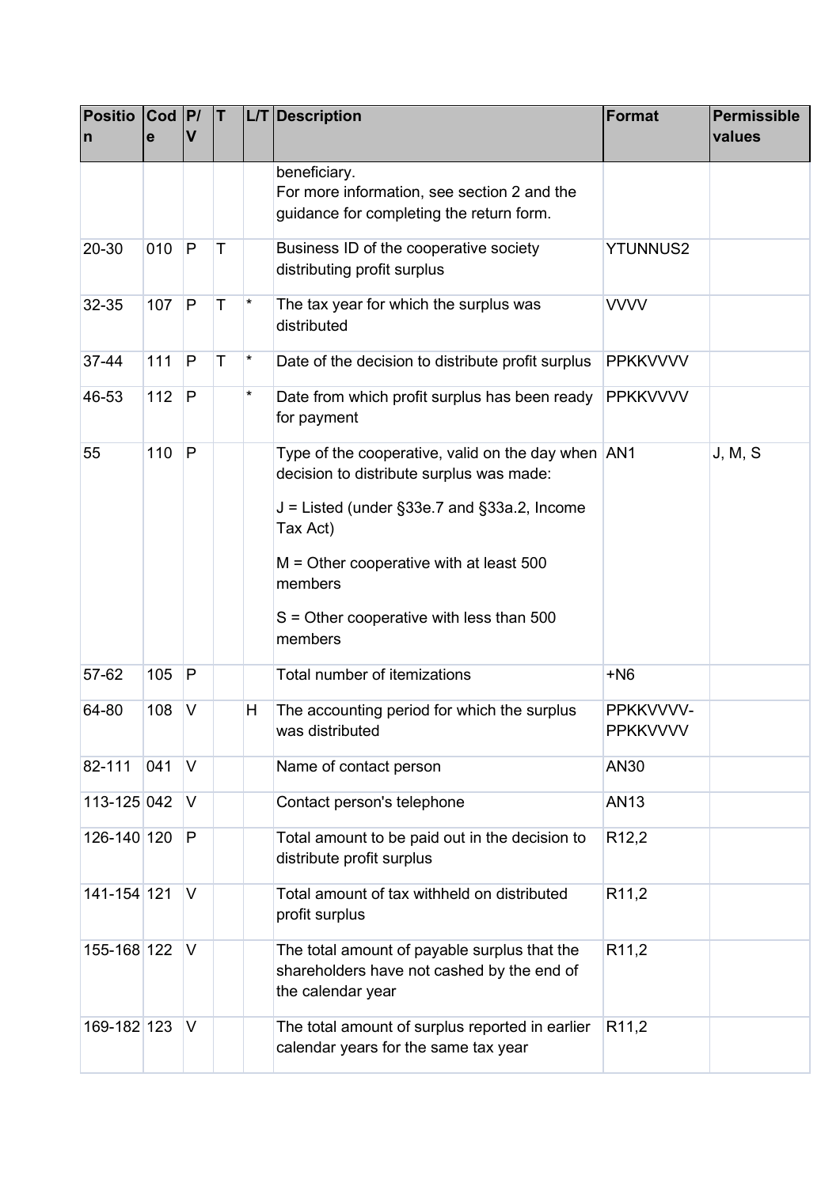| Position | Code | P/V | T | L/T | Description | Format | Permissible values |
|---|---|---|---|---|---|---|---|
| | | | | | beneficiary.<br>For more information, see section 2 and the guidance for completing the return form. | | |
| 20-30 | 010 | P | T | | Business ID of the cooperative society distributing profit surplus | YTUNNUS2 | |
| 32-35 | 107 | P | T | * | The tax year for which the surplus was distributed | VVVV | |
| 37-44 | 111 | P | T | * | Date of the decision to distribute profit surplus | PPKKVVVV | |
| 46-53 | 112 | P | | * | Date from which profit surplus has been ready for payment | PPKKVVVV | |
| 55 | 110 | P | | | Type of the cooperative, valid on the day when decision to distribute surplus was made:<br><br>J = Listed (under §33e.7 and §33a.2, Income Tax Act)<br><br>M = Other cooperative with at least 500 members<br><br>S = Other cooperative with less than 500 members | AN1 | J, M, S |
| 57-62 | 105 | P | | | Total number of itemizations | +N6 | |
| 64-80 | 108 | V | | H | The accounting period for which the surplus was distributed | PPKKVVVV-PPKKVVVV | |
| 82-111 | 041 | V | | | Name of contact person | AN30 | |
| 113-125 | 042 | V | | | Contact person's telephone | AN13 | |
| 126-140 | 120 | P | | | Total amount to be paid out in the decision to distribute profit surplus | R12,2 | |
| 141-154 | 121 | V | | | Total amount of tax withheld on distributed profit surplus | R11,2 | |
| 155-168 | 122 | V | | | The total amount of payable surplus that the shareholders have not cashed by the end of the calendar year | R11,2 | |
| 169-182 | 123 | V | | | The total amount of surplus reported in earlier calendar years for the same tax year | R11,2 | |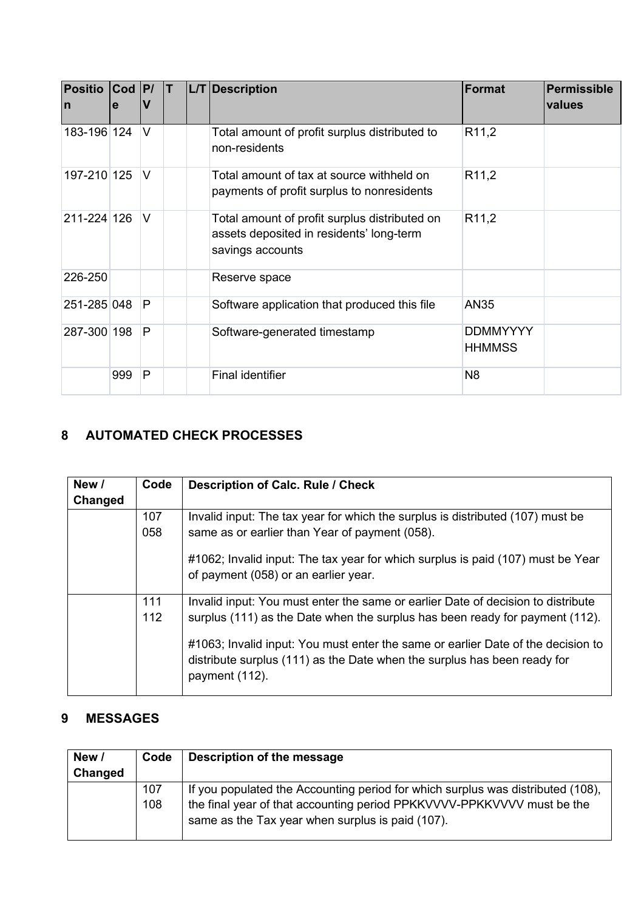| Position | Code | P/V | T | L/T | Description | Format | Permissible values |
|---|---|---|---|---|---|---|---|
| 183-196 | 124 | V | | | Total amount of profit surplus distributed to non-residents | R11,2 | |
| 197-210 | 125 | V | | | Total amount of tax at source withheld on payments of profit surplus to nonresidents | R11,2 | |
| 211-224 | 126 | V | | | Total amount of profit surplus distributed on assets deposited in residents' long-term savings accounts | R11,2 | |
| 226-250 | | | | | Reserve space | | |
| 251-285 | 048 | P | | | Software application that produced this file | AN35 | |
| 287-300 | 198 | P | | | Software-generated timestamp | DDMMYYYY HHMMSS | |
| | 999 | P | | | Final identifier | N8 | |

## 8 AUTOMATED CHECK PROCESSES

| New / Changed | Code | Description of Calc. Rule / Check |
|---|---|---|
| | 107<br>058 | Invalid input: The tax year for which the surplus is distributed (107) must be same as or earlier than Year of payment (058).<br><br>#1062; Invalid input: The tax year for which surplus is paid (107) must be Year of payment (058) or an earlier year. |
| | 111<br>112 | Invalid input: You must enter the same or earlier Date of decision to distribute surplus (111) as the Date when the surplus has been ready for payment (112).<br><br>#1063; Invalid input: You must enter the same or earlier Date of the decision to distribute surplus (111) as the Date when the surplus has been ready for payment (112). |

## 9 MESSAGES

| New / Changed | Code | Description of the message |
|---|---|---|
| | 107<br>108 | If you populated the Accounting period for which surplus was distributed (108), the final year of that accounting period PPKKVVVV-PPKKVVVV must be the same as the Tax year when surplus is paid (107). |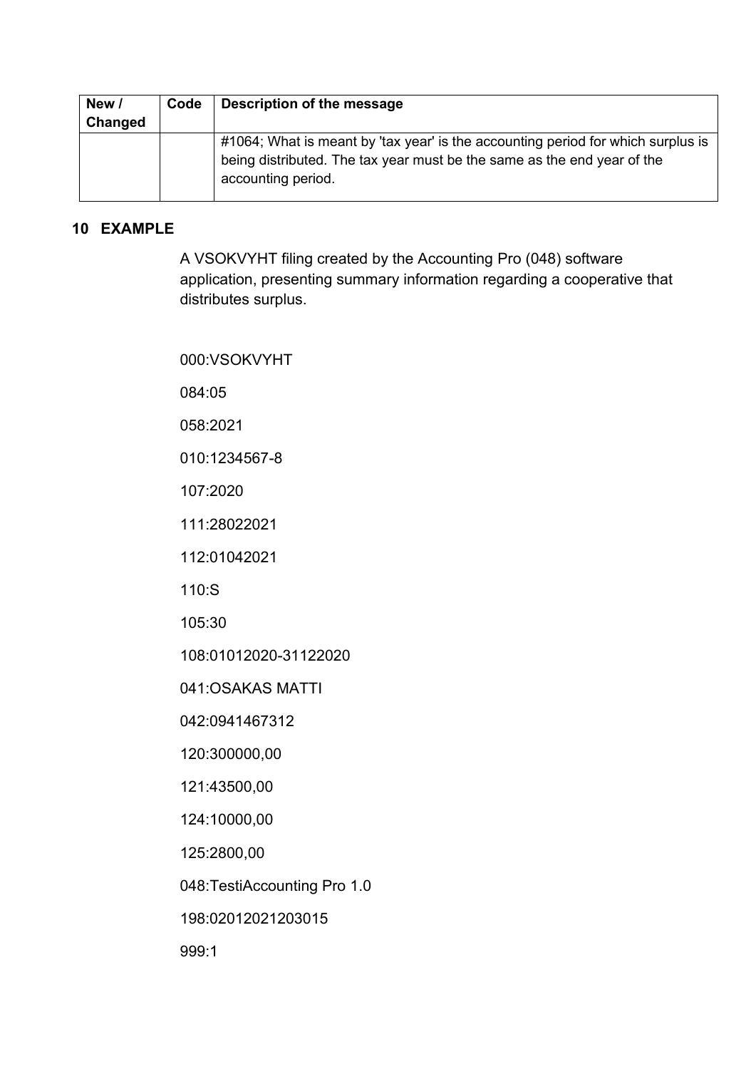| New / Changed | Code | Description of the message |
| --- | --- | --- |
| | | #1064; What is meant by 'tax year' is the accounting period for which surplus is being distributed. The tax year must be the same as the end year of the accounting period. |

## 10 EXAMPLE

A VSOKVYHT filing created by the Accounting Pro (048) software application, presenting summary information regarding a cooperative that distributes surplus.

```
000:VSOKVYHT
084:05
058:2021
010:1234567-8
107:2020
111:28022021
112:01042021
110:S
105:30
108:01012020-31122020
041:OSAKAS MATTI
042:0941467312
120:300000,00
121:43500,00
124:10000,00
125:2800,00
048:TestiAccounting Pro 1.0
198:02012021203015
999:1
```